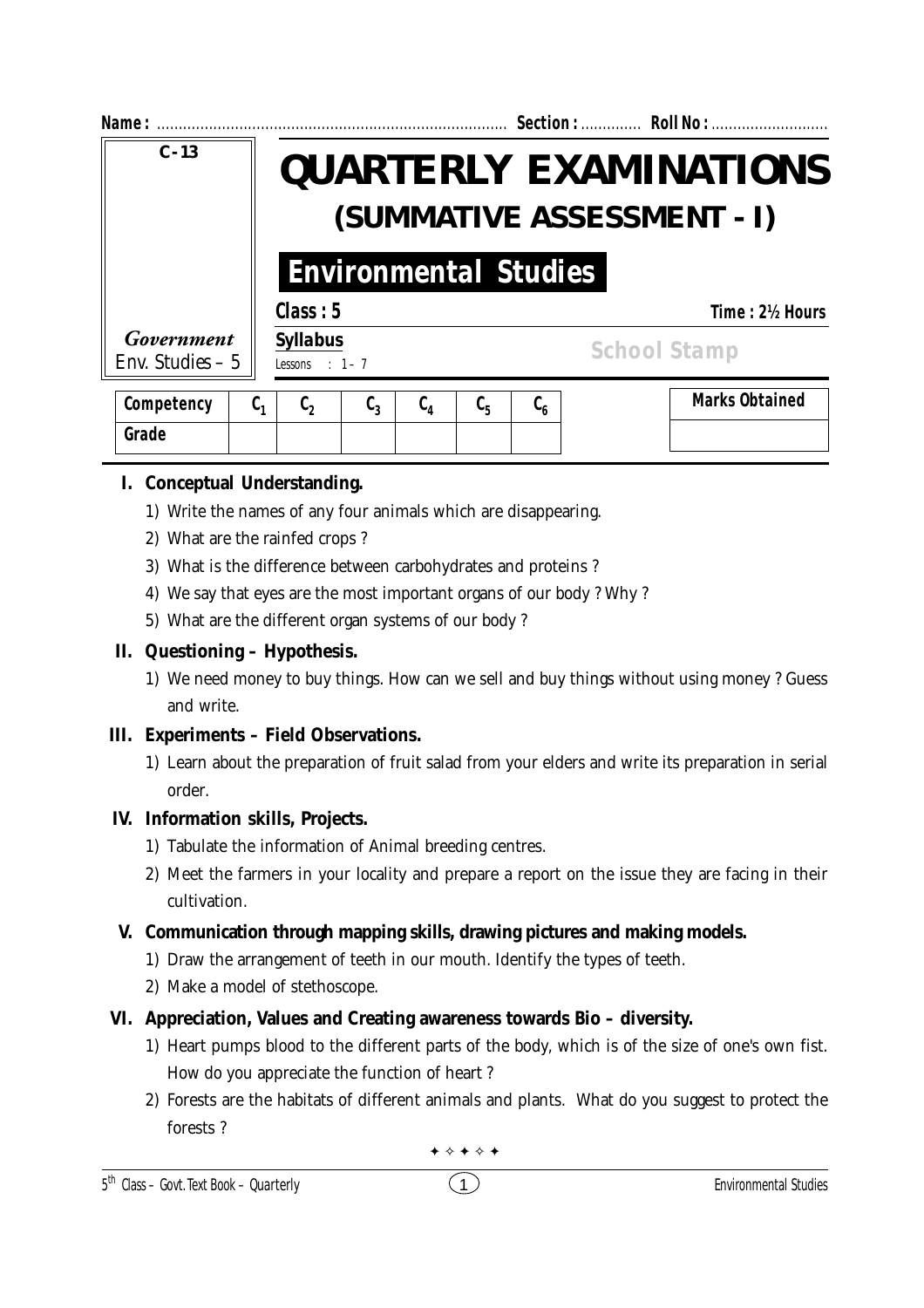**Name :** ................................................................................ **Section :** ............. **Roll No :** ...........................

**C-13**

# QUARTERLY EXAMINATIONS

## (SUMMATIVE ASSESSMENT - I)

## Environmental Studies

*Government*
Env. Studies – 5

**Class : 5** **Time : 2½ Hours**

**Syllabus**
Lessons : 1 – 7

School Stamp

| Competency | $C_1$ | $C_2$ | $C_3$ | $C_4$ | $C_5$ | $C_6$ |
|---|---|---|---|---|---|---|
| Grade | | | | | | |

| Marks Obtained |
|---|
| |

**I. Conceptual Understanding.**

1) Write the names of any four animals which are disappearing.
2) What are the rainfed crops ?
3) What is the difference between carbohydrates and proteins ?
4) We say that eyes are the most important organs of our body ? Why ?
5) What are the different organ systems of our body ?

**II. Questioning – Hypothesis.**

1) We need money to buy things. How can we sell and buy things without using money ? Guess and write.

**III. Experiments – Field Observations.**

1) Learn about the preparation of fruit salad from your elders and write its preparation in serial order.

**IV. Information skills, Projects.**

1) Tabulate the information of Animal breeding centres.
2) Meet the farmers in your locality and prepare a report on the issue they are facing in their cultivation.

**V. Communication through mapping skills, drawing pictures and making models.**

1) Draw the arrangement of teeth in our mouth. Identify the types of teeth.
2) Make a model of stethoscope.

**VI. Appreciation, Values and Creating awareness towards Bio – diversity.**

1) Heart pumps blood to the different parts of the body, which is of the size of one's own fist. How do you appreciate the function of heart ?
2) Forests are the habitats of different animals and plants. What do you suggest to protect the forests ?

✦ ✧ ✦ ✧ ✦